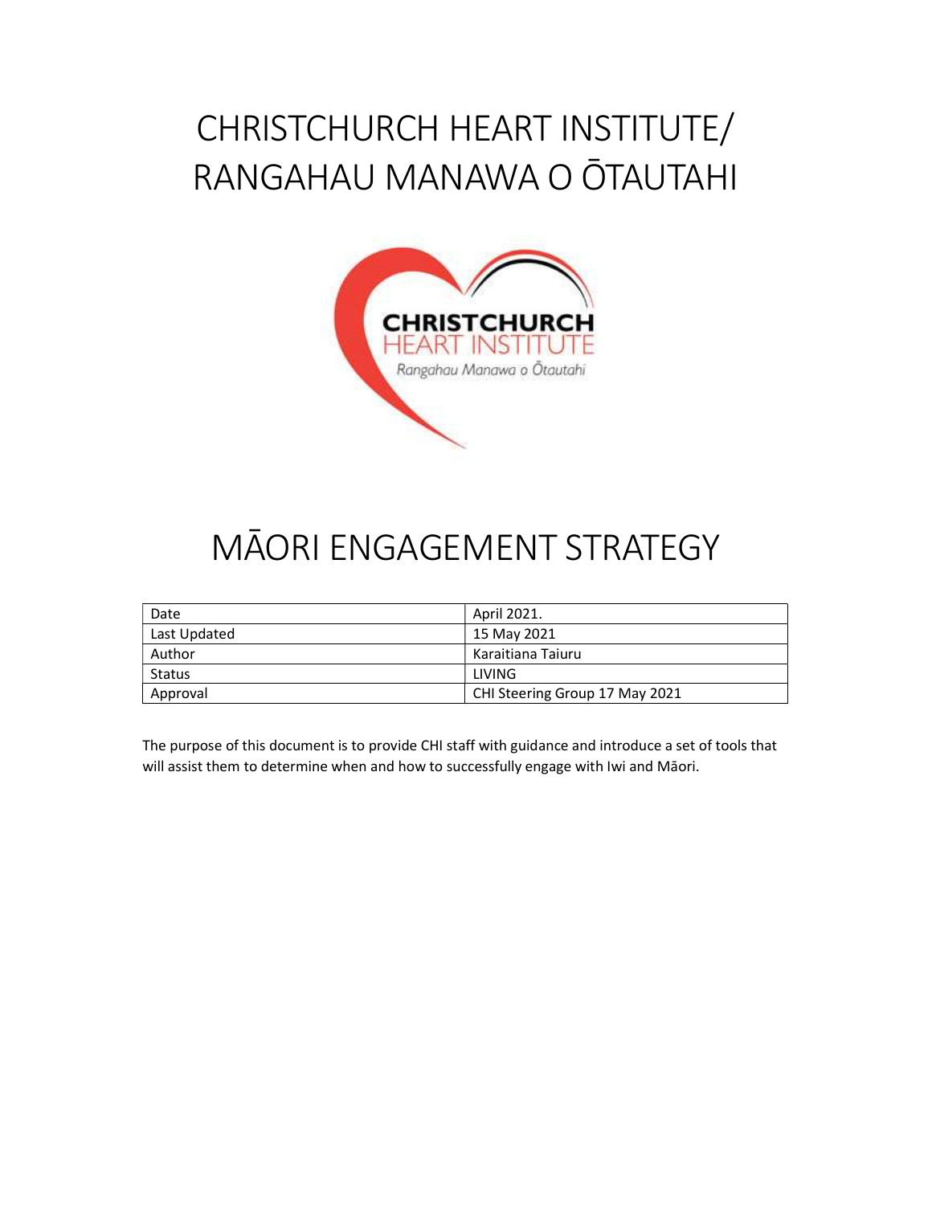# CHRISTCHURCH HEART INSTITUTE/ RANGAHAU MANAWA O ŌTAUTAHI

# MĀORI ENGAGEMENT STRATEGY

| Date | April 2021. |
|---|---|
| Last Updated | 15 May 2021 |
| Author | Karaitiana Taiuru |
| Status | LIVING |
| Approval | CHI Steering Group 17 May 2021 |

The purpose of this document is to provide CHI staff with guidance and introduce a set of tools that will assist them to determine when and how to successfully engage with Iwi and Māori.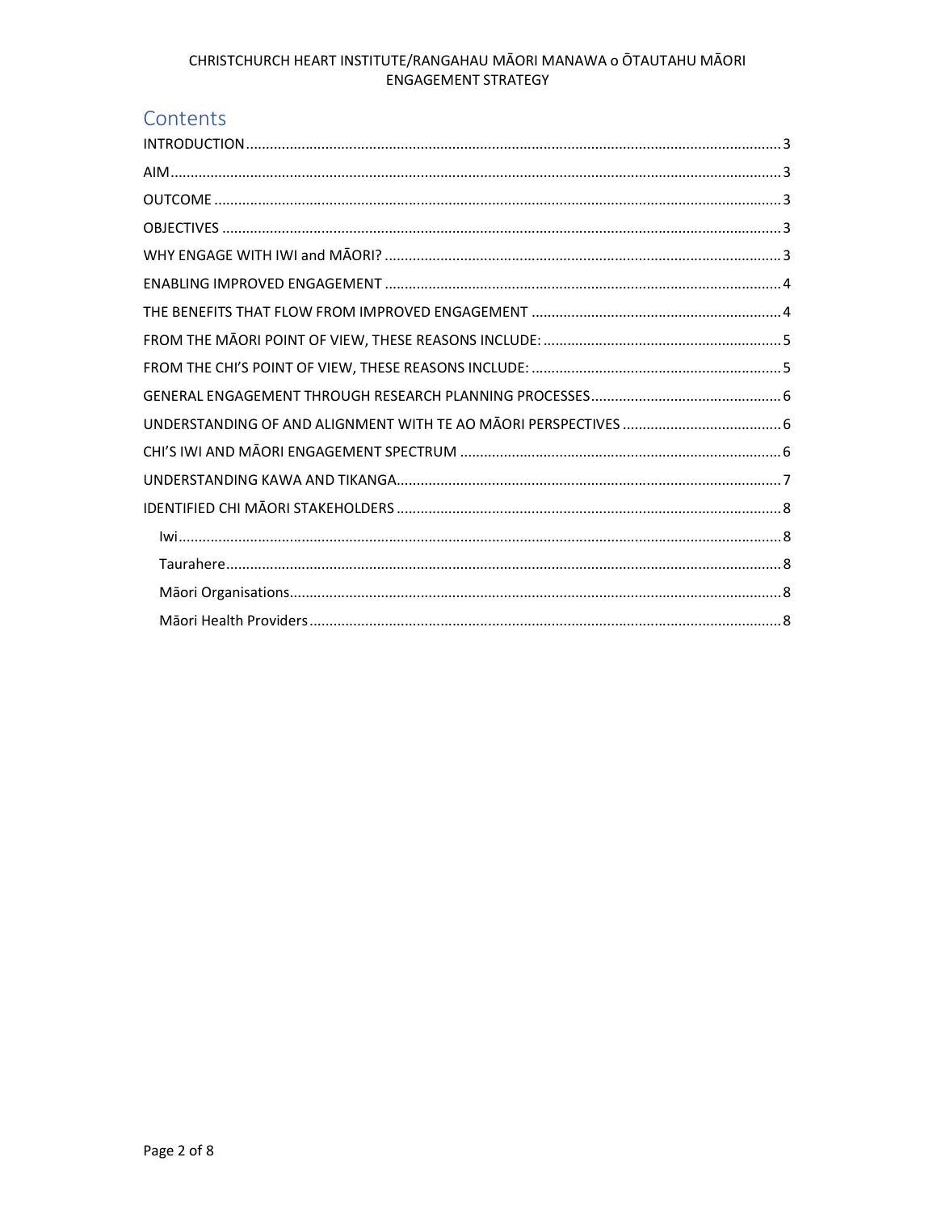## Contents

- INTRODUCTION ........ 3
- AIM ........ 3
- OUTCOME ........ 3
- OBJECTIVES ........ 3
- WHY ENGAGE WITH IWI and MĀORI? ........ 3
- ENABLING IMPROVED ENGAGEMENT ........ 4
- THE BENEFITS THAT FLOW FROM IMPROVED ENGAGEMENT ........ 4
- FROM THE MĀORI POINT OF VIEW, THESE REASONS INCLUDE: ........ 5
- FROM THE CHI'S POINT OF VIEW, THESE REASONS INCLUDE: ........ 5
- GENERAL ENGAGEMENT THROUGH RESEARCH PLANNING PROCESSES ........ 6
- UNDERSTANDING OF AND ALIGNMENT WITH TE AO MĀORI PERSPECTIVES ........ 6
- CHI'S IWI AND MĀORI ENGAGEMENT SPECTRUM ........ 6
- UNDERSTANDING KAWA AND TIKANGA ........ 7
- IDENTIFIED CHI MĀORI STAKEHOLDERS ........ 8
  - Iwi ........ 8
  - Taurahere ........ 8
  - Māori Organisations ........ 8
  - Māori Health Providers ........ 8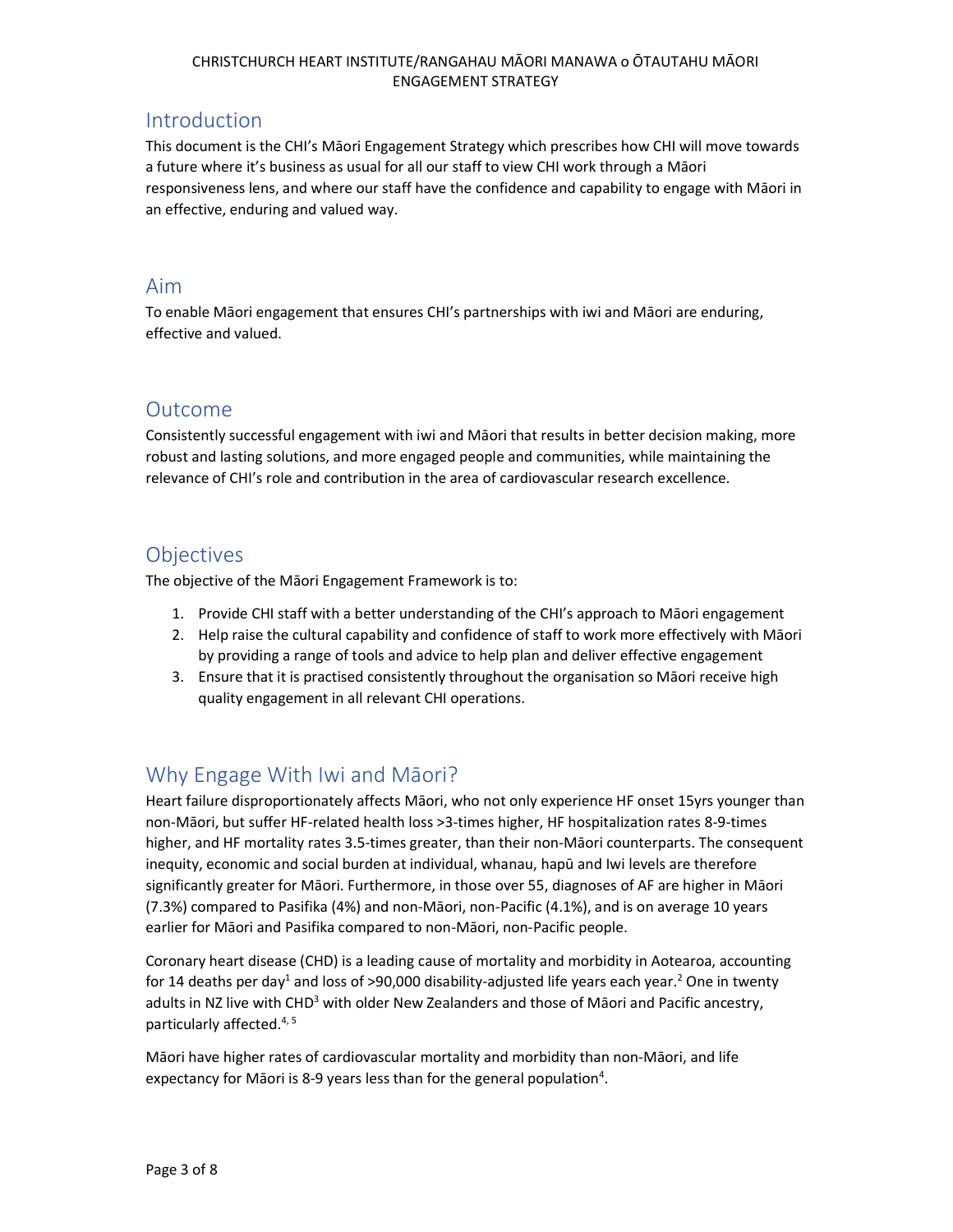## Introduction

This document is the CHI's Māori Engagement Strategy which prescribes how CHI will move towards a future where it's business as usual for all our staff to view CHI work through a Māori responsiveness lens, and where our staff have the confidence and capability to engage with Māori in an effective, enduring and valued way.

## Aim

To enable Māori engagement that ensures CHI's partnerships with iwi and Māori are enduring, effective and valued.

## Outcome

Consistently successful engagement with iwi and Māori that results in better decision making, more robust and lasting solutions, and more engaged people and communities, while maintaining the relevance of CHI's role and contribution in the area of cardiovascular research excellence.

## Objectives

The objective of the Māori Engagement Framework is to:

1. Provide CHI staff with a better understanding of the CHI's approach to Māori engagement
2. Help raise the cultural capability and confidence of staff to work more effectively with Māori by providing a range of tools and advice to help plan and deliver effective engagement
3. Ensure that it is practised consistently throughout the organisation so Māori receive high quality engagement in all relevant CHI operations.

## Why Engage With Iwi and Māori?

Heart failure disproportionately affects Māori, who not only experience HF onset 15yrs younger than non-Māori, but suffer HF-related health loss >3-times higher, HF hospitalization rates 8-9-times higher, and HF mortality rates 3.5-times greater, than their non-Māori counterparts. The consequent inequity, economic and social burden at individual, whanau, hapū and Iwi levels are therefore significantly greater for Māori. Furthermore, in those over 55, diagnoses of AF are higher in Māori (7.3%) compared to Pasifika (4%) and non-Māori, non-Pacific (4.1%), and is on average 10 years earlier for Māori and Pasifika compared to non-Māori, non-Pacific people.

Coronary heart disease (CHD) is a leading cause of mortality and morbidity in Aotearoa, accounting for 14 deaths per day[1] and loss of >90,000 disability-adjusted life years each year.[2] One in twenty adults in NZ live with CHD[3] with older New Zealanders and those of Māori and Pacific ancestry, particularly affected.[4,5]

Māori have higher rates of cardiovascular mortality and morbidity than non-Māori, and life expectancy for Māori is 8-9 years less than for the general population[4].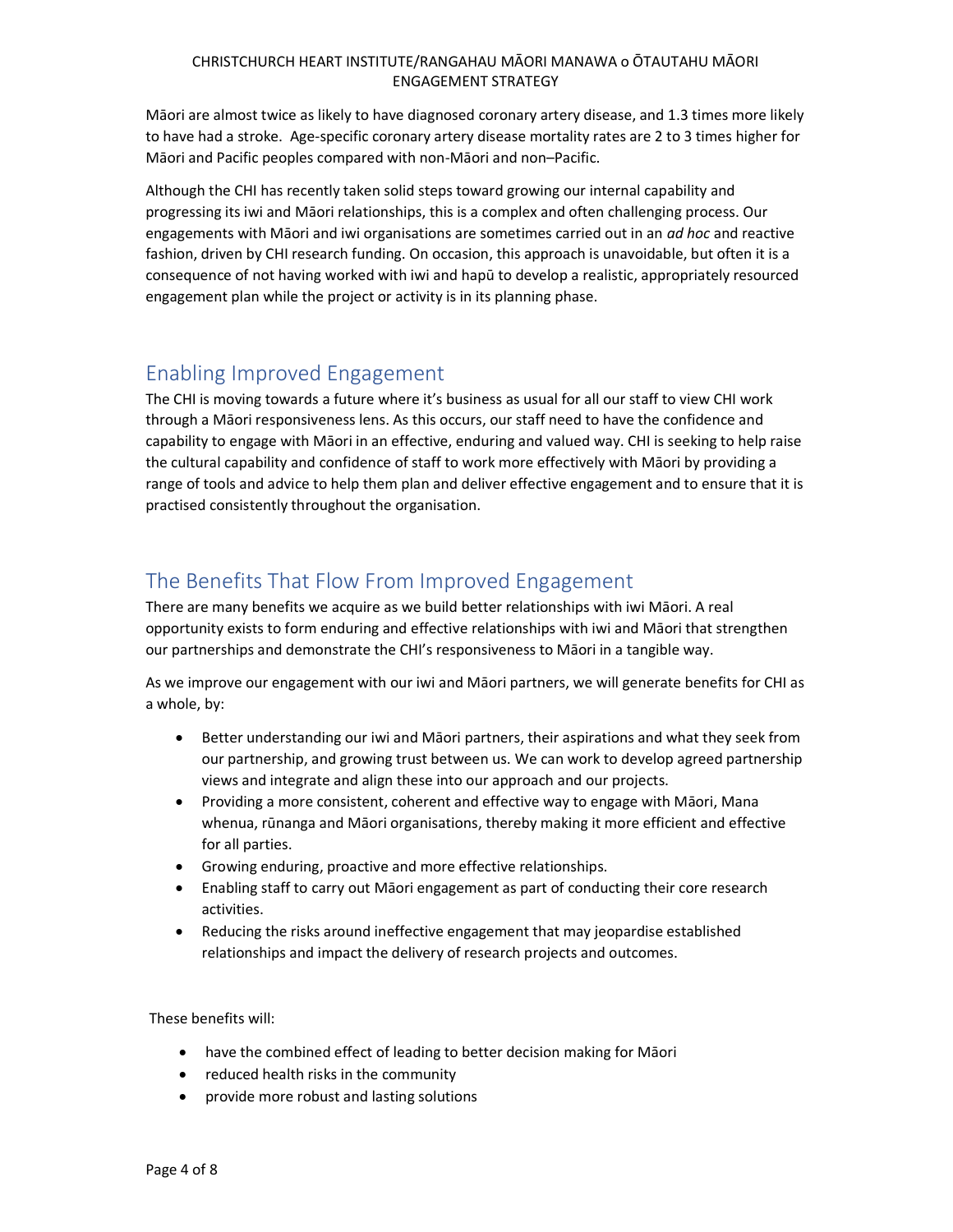Māori are almost twice as likely to have diagnosed coronary artery disease, and 1.3 times more likely to have had a stroke. Age-specific coronary artery disease mortality rates are 2 to 3 times higher for Māori and Pacific peoples compared with non-Māori and non–Pacific.

Although the CHI has recently taken solid steps toward growing our internal capability and progressing its iwi and Māori relationships, this is a complex and often challenging process. Our engagements with Māori and iwi organisations are sometimes carried out in an *ad hoc* and reactive fashion, driven by CHI research funding. On occasion, this approach is unavoidable, but often it is a consequence of not having worked with iwi and hapū to develop a realistic, appropriately resourced engagement plan while the project or activity is in its planning phase.

## Enabling Improved Engagement

The CHI is moving towards a future where it's business as usual for all our staff to view CHI work through a Māori responsiveness lens. As this occurs, our staff need to have the confidence and capability to engage with Māori in an effective, enduring and valued way. CHI is seeking to help raise the cultural capability and confidence of staff to work more effectively with Māori by providing a range of tools and advice to help them plan and deliver effective engagement and to ensure that it is practised consistently throughout the organisation.

## The Benefits That Flow From Improved Engagement

There are many benefits we acquire as we build better relationships with iwi Māori. A real opportunity exists to form enduring and effective relationships with iwi and Māori that strengthen our partnerships and demonstrate the CHI's responsiveness to Māori in a tangible way.

As we improve our engagement with our iwi and Māori partners, we will generate benefits for CHI as a whole, by:

- Better understanding our iwi and Māori partners, their aspirations and what they seek from our partnership, and growing trust between us. We can work to develop agreed partnership views and integrate and align these into our approach and our projects.
- Providing a more consistent, coherent and effective way to engage with Māori, Mana whenua, rūnanga and Māori organisations, thereby making it more efficient and effective for all parties.
- Growing enduring, proactive and more effective relationships.
- Enabling staff to carry out Māori engagement as part of conducting their core research activities.
- Reducing the risks around ineffective engagement that may jeopardise established relationships and impact the delivery of research projects and outcomes.

These benefits will:

- have the combined effect of leading to better decision making for Māori
- reduced health risks in the community
- provide more robust and lasting solutions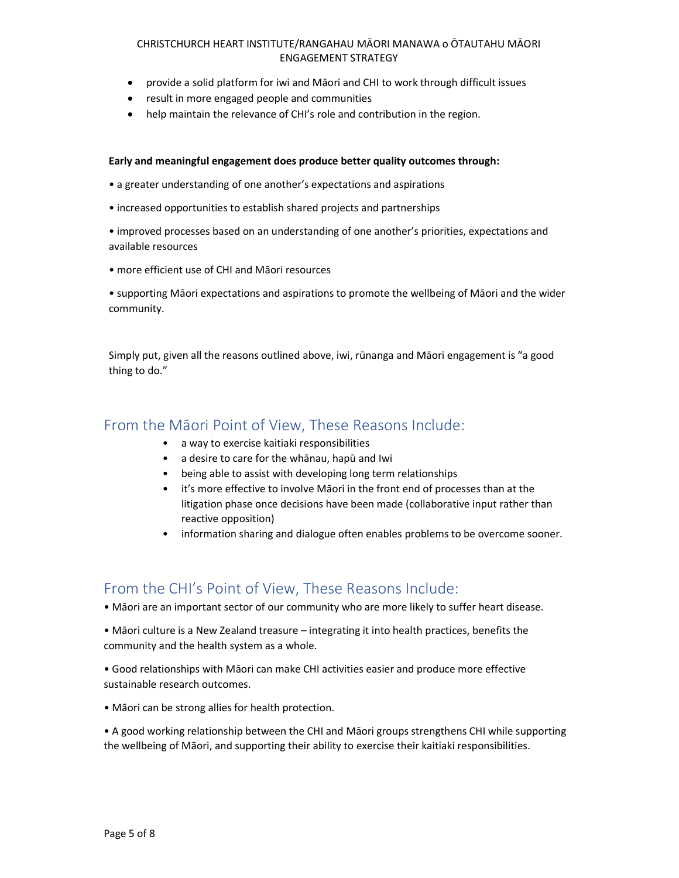- provide a solid platform for iwi and Māori and CHI to work through difficult issues
- result in more engaged people and communities
- help maintain the relevance of CHI's role and contribution in the region.

**Early and meaningful engagement does produce better quality outcomes through:**

- a greater understanding of one another's expectations and aspirations
- increased opportunities to establish shared projects and partnerships
- improved processes based on an understanding of one another's priorities, expectations and available resources
- more efficient use of CHI and Māori resources
- supporting Māori expectations and aspirations to promote the wellbeing of Māori and the wider community.

Simply put, given all the reasons outlined above, iwi, rūnanga and Māori engagement is "a good thing to do."

## From the Māori Point of View, These Reasons Include:

- a way to exercise kaitiaki responsibilities
- a desire to care for the whānau, hapū and Iwi
- being able to assist with developing long term relationships
- it's more effective to involve Māori in the front end of processes than at the litigation phase once decisions have been made (collaborative input rather than reactive opposition)
- information sharing and dialogue often enables problems to be overcome sooner.

## From the CHI's Point of View, These Reasons Include:

- Māori are an important sector of our community who are more likely to suffer heart disease.
- Māori culture is a New Zealand treasure – integrating it into health practices, benefits the community and the health system as a whole.
- Good relationships with Māori can make CHI activities easier and produce more effective sustainable research outcomes.
- Māori can be strong allies for health protection.
- A good working relationship between the CHI and Māori groups strengthens CHI while supporting the wellbeing of Māori, and supporting their ability to exercise their kaitiaki responsibilities.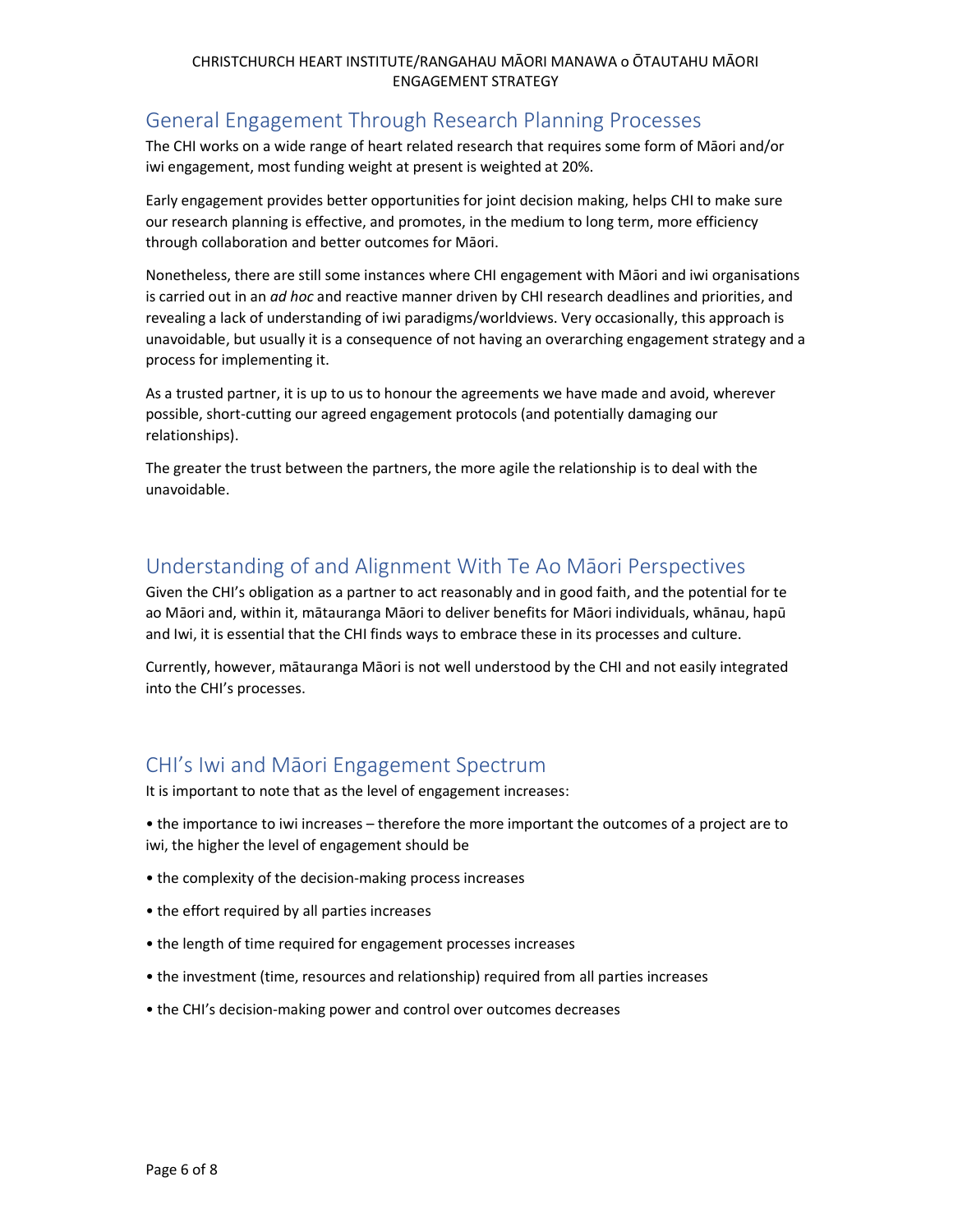## General Engagement Through Research Planning Processes

The CHI works on a wide range of heart related research that requires some form of Māori and/or iwi engagement, most funding weight at present is weighted at 20%.

Early engagement provides better opportunities for joint decision making, helps CHI to make sure our research planning is effective, and promotes, in the medium to long term, more efficiency through collaboration and better outcomes for Māori.

Nonetheless, there are still some instances where CHI engagement with Māori and iwi organisations is carried out in an *ad hoc* and reactive manner driven by CHI research deadlines and priorities, and revealing a lack of understanding of iwi paradigms/worldviews. Very occasionally, this approach is unavoidable, but usually it is a consequence of not having an overarching engagement strategy and a process for implementing it.

As a trusted partner, it is up to us to honour the agreements we have made and avoid, wherever possible, short-cutting our agreed engagement protocols (and potentially damaging our relationships).

The greater the trust between the partners, the more agile the relationship is to deal with the unavoidable.

## Understanding of and Alignment With Te Ao Māori Perspectives

Given the CHI's obligation as a partner to act reasonably and in good faith, and the potential for te ao Māori and, within it, mātauranga Māori to deliver benefits for Māori individuals, whānau, hapū and Iwi, it is essential that the CHI finds ways to embrace these in its processes and culture.

Currently, however, mātauranga Māori is not well understood by the CHI and not easily integrated into the CHI's processes.

## CHI's Iwi and Māori Engagement Spectrum

It is important to note that as the level of engagement increases:

- the importance to iwi increases – therefore the more important the outcomes of a project are to iwi, the higher the level of engagement should be
- the complexity of the decision-making process increases
- the effort required by all parties increases
- the length of time required for engagement processes increases
- the investment (time, resources and relationship) required from all parties increases
- the CHI's decision-making power and control over outcomes decreases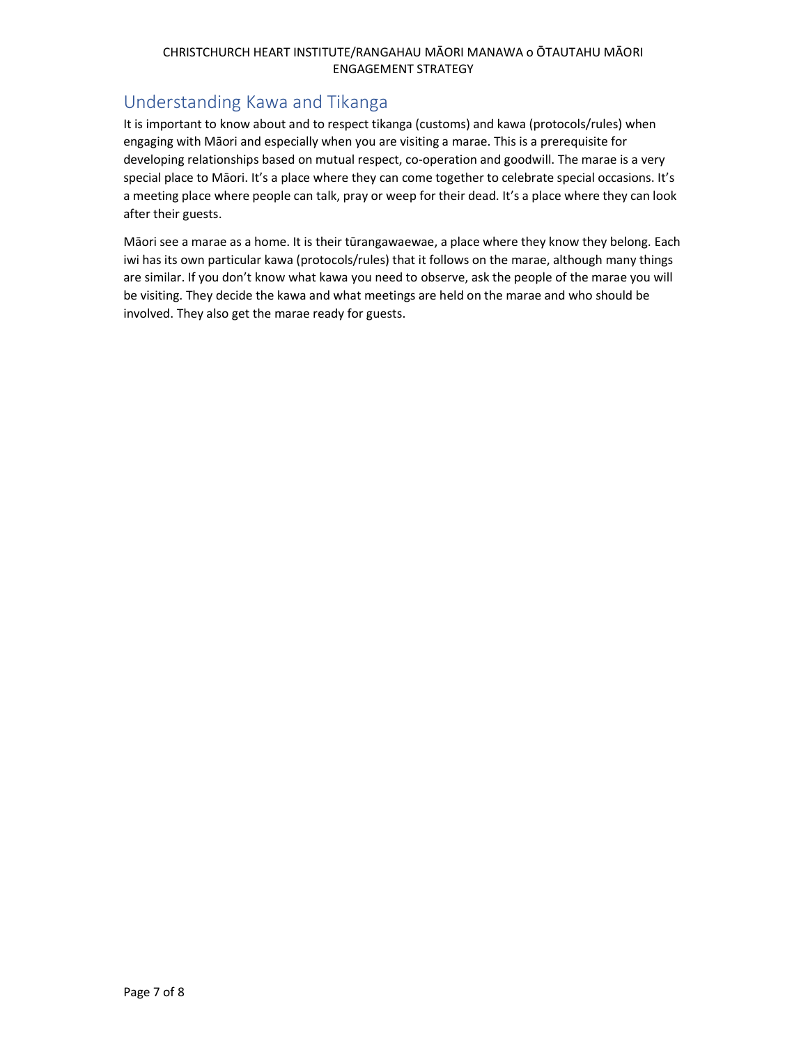## Understanding Kawa and Tikanga

It is important to know about and to respect tikanga (customs) and kawa (protocols/rules) when engaging with Māori and especially when you are visiting a marae. This is a prerequisite for developing relationships based on mutual respect, co-operation and goodwill. The marae is a very special place to Māori. It's a place where they can come together to celebrate special occasions. It's a meeting place where people can talk, pray or weep for their dead. It's a place where they can look after their guests.

Māori see a marae as a home. It is their tūrangawaewae, a place where they know they belong. Each iwi has its own particular kawa (protocols/rules) that it follows on the marae, although many things are similar. If you don't know what kawa you need to observe, ask the people of the marae you will be visiting. They decide the kawa and what meetings are held on the marae and who should be involved. They also get the marae ready for guests.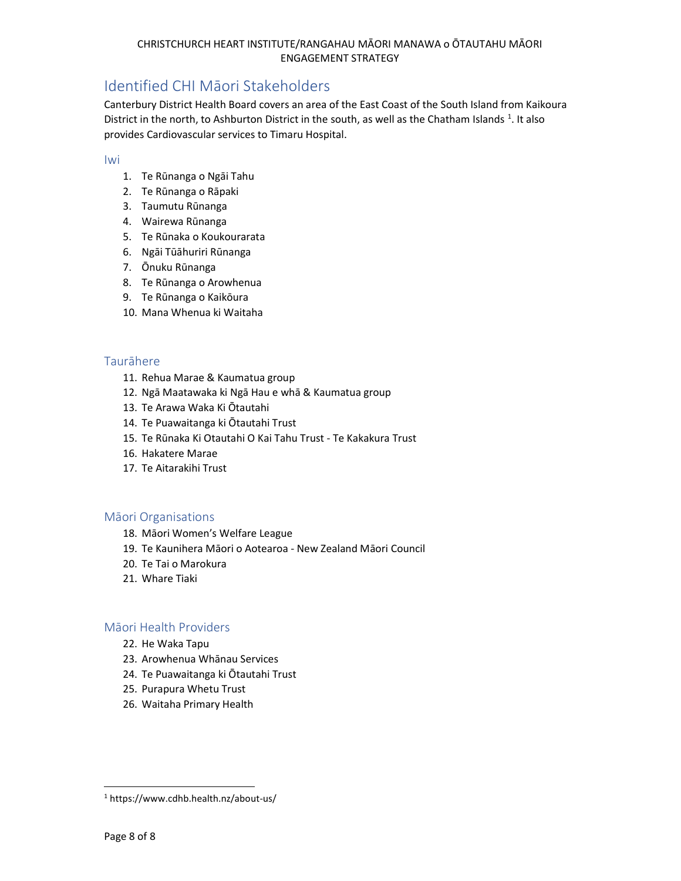## Identified CHI Māori Stakeholders

Canterbury District Health Board covers an area of the East Coast of the South Island from Kaikoura District in the north, to Ashburton District in the south, as well as the Chatham Islands [1]. It also provides Cardiovascular services to Timaru Hospital.

### Iwi

1. Te Rūnanga o Ngāi Tahu
2. Te Rūnanga o Rāpaki
3. Taumutu Rūnanga
4. Wairewa Rūnanga
5. Te Rūnaka o Koukourarata
6. Ngāi Tūāhuriri Rūnanga
7. Ōnuku Rūnanga
8. Te Rūnanga o Arowhenua
9. Te Rūnanga o Kaikōura
10. Mana Whenua ki Waitaha

### Taurāhere

11. Rehua Marae & Kaumatua group
12. Ngā Maatawaka ki Ngā Hau e whā & Kaumatua group
13. Te Arawa Waka Ki Ōtautahi
14. Te Puawaitanga ki Ōtautahi Trust
15. Te Rūnaka Ki Otautahi O Kai Tahu Trust - Te Kakakura Trust
16. Hakatere Marae
17. Te Aitarakihi Trust

### Māori Organisations

18. Māori Women's Welfare League
19. Te Kaunihera Māori o Aotearoa - New Zealand Māori Council
20. Te Tai o Marokura
21. Whare Tiaki

### Māori Health Providers

22. He Waka Tapu
23. Arowhenua Whānau Services
24. Te Puawaitanga ki Ōtautahi Trust
25. Purapura Whetu Trust
26. Waitaha Primary Health

---

[1] https://www.cdhb.health.nz/about-us/